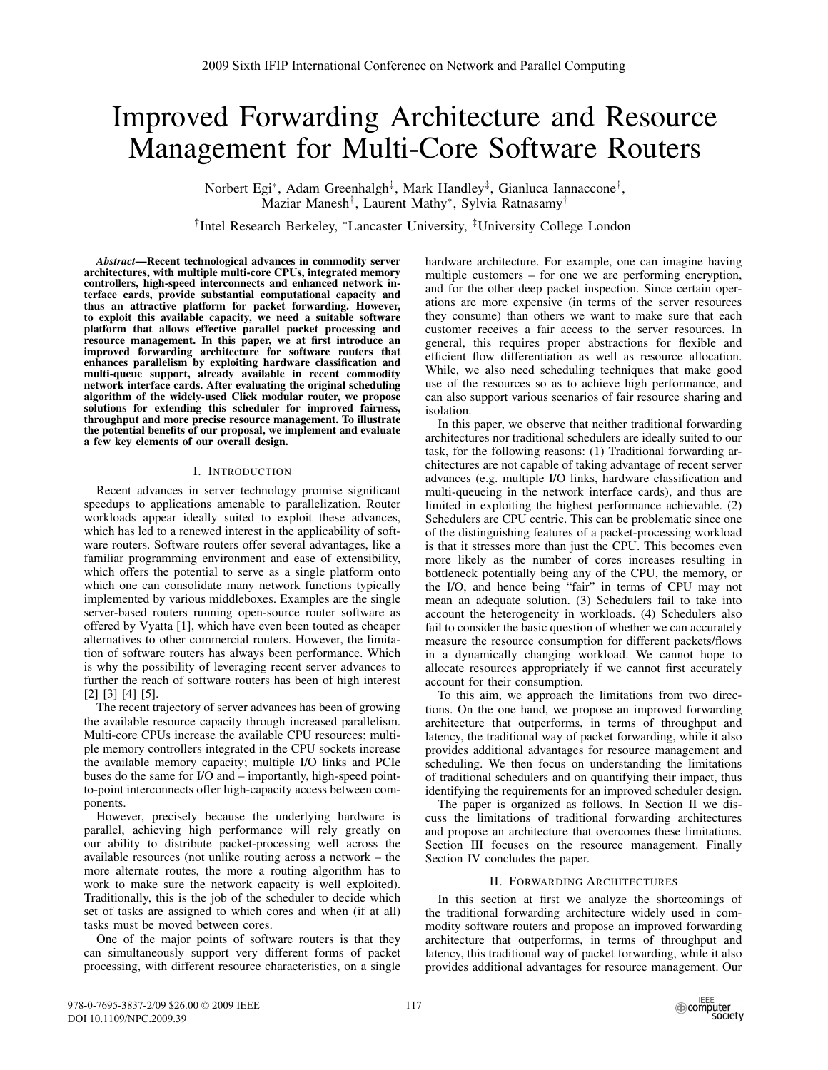# Improved Forwarding Architecture and Resource Management for Multi-Core Software Routers

Norbert Egi*, Adam Greenhalgh‡, Mark Handley‡, Gianluca Iannaccone†, Maziar Manesh†, Laurent Mathy*, Sylvia Ratnasamy†

†Intel Research Berkeley, *Lancaster University, ‡University College London

***Abstract*—Recent technological advances in commodity server architectures, with multiple multi-core CPUs, integrated memory controllers, high-speed interconnects and enhanced network interface cards, provide substantial computational capacity and thus an attractive platform for packet forwarding. However, to exploit this available capacity, we need a suitable software platform that allows effective parallel packet processing and resource management. In this paper, we at first introduce an improved forwarding architecture for software routers that enhances parallelism by exploiting hardware classification and multi-queue support, already available in recent commodity network interface cards. After evaluating the original scheduling algorithm of the widely-used Click modular router, we propose solutions for extending this scheduler for improved fairness, throughput and more precise resource management. To illustrate the potential benefits of our proposal, we implement and evaluate a few key elements of our overall design.**

## I. Introduction

Recent advances in server technology promise significant speedups to applications amenable to parallelization. Router workloads appear ideally suited to exploit these advances, which has led to a renewed interest in the applicability of software routers. Software routers offer several advantages, like a familiar programming environment and ease of extensibility, which offers the potential to serve as a single platform onto which one can consolidate many network functions typically implemented by various middleboxes. Examples are the single server-based routers running open-source router software as offered by Vyatta [1], which have even been touted as cheaper alternatives to other commercial routers. However, the limitation of software routers has always been performance. Which is why the possibility of leveraging recent server advances to further the reach of software routers has been of high interest [2] [3] [4] [5].

The recent trajectory of server advances has been of growing the available resource capacity through increased parallelism. Multi-core CPUs increase the available CPU resources; multiple memory controllers integrated in the CPU sockets increase the available memory capacity; multiple I/O links and PCIe buses do the same for I/O and – importantly, high-speed point-to-point interconnects offer high-capacity access between components.

However, precisely because the underlying hardware is parallel, achieving high performance will rely greatly on our ability to distribute packet-processing well across the available resources (not unlike routing across a network – the more alternate routes, the more a routing algorithm has to work to make sure the network capacity is well exploited). Traditionally, this is the job of the scheduler to decide which set of tasks are assigned to which cores and when (if at all) tasks must be moved between cores.

One of the major points of software routers is that they can simultaneously support very different forms of packet processing, with different resource characteristics, on a single hardware architecture. For example, one can imagine having multiple customers – for one we are performing encryption, and for the other deep packet inspection. Since certain operations are more expensive (in terms of the server resources they consume) than others we want to make sure that each customer receives a fair access to the server resources. In general, this requires proper abstractions for flexible and efficient flow differentiation as well as resource allocation. While, we also need scheduling techniques that make good use of the resources so as to achieve high performance, and can also support various scenarios of fair resource sharing and isolation.

In this paper, we observe that neither traditional forwarding architectures nor traditional schedulers are ideally suited to our task, for the following reasons: (1) Traditional forwarding architectures are not capable of taking advantage of recent server advances (e.g. multiple I/O links, hardware classification and multi-queueing in the network interface cards), and thus are limited in exploiting the highest performance achievable. (2) Schedulers are CPU centric. This can be problematic since one of the distinguishing features of a packet-processing workload is that it stresses more than just the CPU. This becomes even more likely as the number of cores increases resulting in bottleneck potentially being any of the CPU, the memory, or the I/O, and hence being "fair" in terms of CPU may not mean an adequate solution. (3) Schedulers fail to take into account the heterogeneity in workloads. (4) Schedulers also fail to consider the basic question of whether we can accurately measure the resource consumption for different packets/flows in a dynamically changing workload. We cannot hope to allocate resources appropriately if we cannot first accurately account for their consumption.

To this aim, we approach the limitations from two directions. On the one hand, we propose an improved forwarding architecture that outperforms, in terms of throughput and latency, the traditional way of packet forwarding, while it also provides additional advantages for resource management and scheduling. We then focus on understanding the limitations of traditional schedulers and on quantifying their impact, thus identifying the requirements for an improved scheduler design.

The paper is organized as follows. In Section II we discuss the limitations of traditional forwarding architectures and propose an architecture that overcomes these limitations. Section III focuses on the resource management. Finally Section IV concludes the paper.

## II. Forwarding Architectures

In this section at first we analyze the shortcomings of the traditional forwarding architecture widely used in commodity software routers and propose an improved forwarding architecture that outperforms, in terms of throughput and latency, this traditional way of packet forwarding, while it also provides additional advantages for resource management. Our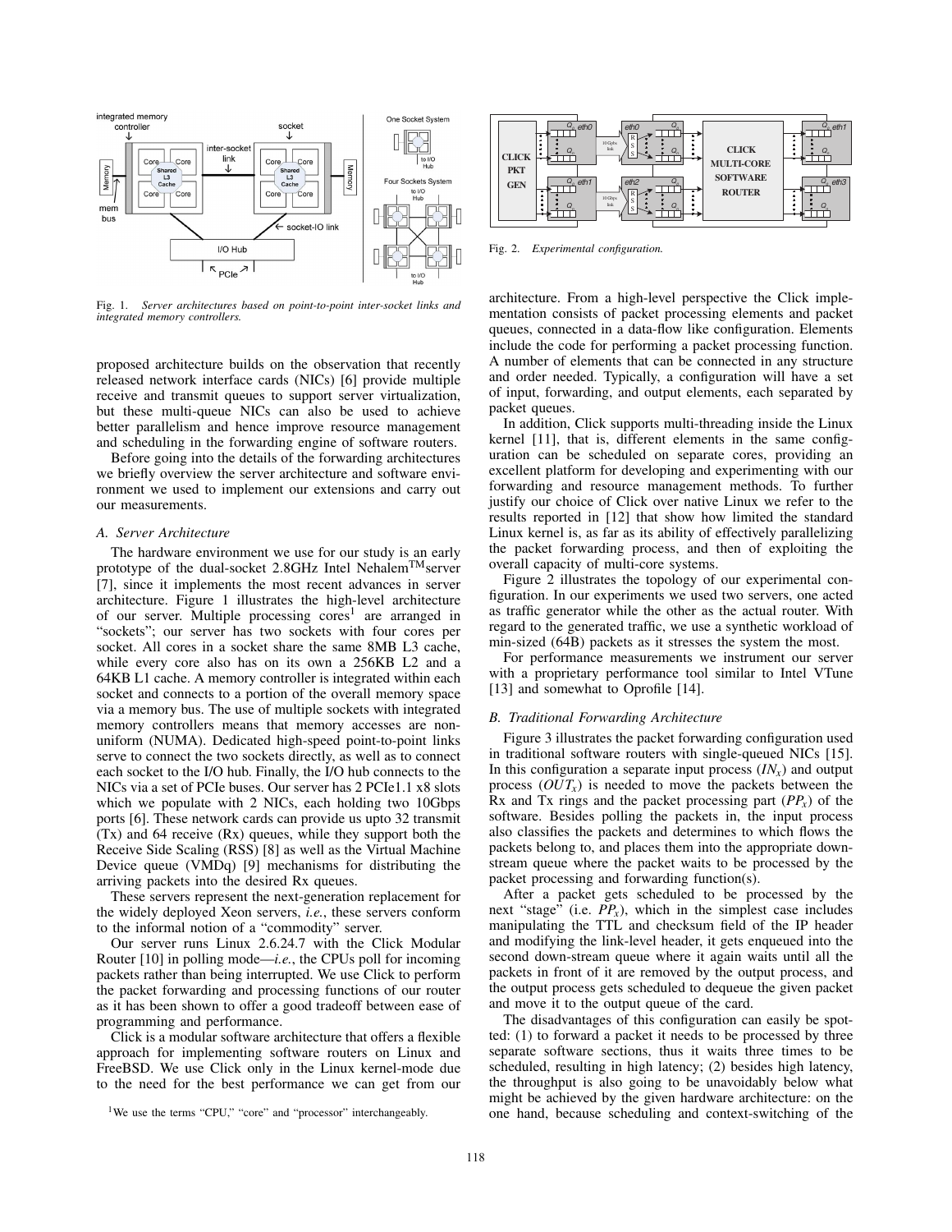Fig. 1. *Server architectures based on point-to-point inter-socket links and integrated memory controllers.*

proposed architecture builds on the observation that recently released network interface cards (NICs) [6] provide multiple receive and transmit queues to support server virtualization, but these multi-queue NICs can also be used to achieve better parallelism and hence improve resource management and scheduling in the forwarding engine of software routers.

Before going into the details of the forwarding architectures we briefly overview the server architecture and software environment we used to implement our extensions and carry out our measurements.

### A. Server Architecture

The hardware environment we use for our study is an early prototype of the dual-socket 2.8GHz Intel Nehalem™server [7], since it implements the most recent advances in server architecture. Figure 1 illustrates the high-level architecture of our server. Multiple processing cores[1] are arranged in "sockets"; our server has two sockets with four cores per socket. All cores in a socket share the same 8MB L3 cache, while every core also has on its own a 256KB L2 and a 64KB L1 cache. A memory controller is integrated within each socket and connects to a portion of the overall memory space via a memory bus. The use of multiple sockets with integrated memory controllers means that memory accesses are non-uniform (NUMA). Dedicated high-speed point-to-point links serve to connect the two sockets directly, as well as to connect each socket to the I/O hub. Finally, the I/O hub connects to the NICs via a set of PCIe buses. Our server has 2 PCIe1.1 x8 slots which we populate with 2 NICs, each holding two 10Gbps ports [6]. These network cards can provide us upto 32 transmit (Tx) and 64 receive (Rx) queues, while they support both the Receive Side Scaling (RSS) [8] as well as the Virtual Machine Device queue (VMDq) [9] mechanisms for distributing the arriving packets into the desired Rx queues.

These servers represent the next-generation replacement for the widely deployed Xeon servers, *i.e.*, these servers conform to the informal notion of a "commodity" server.

Our server runs Linux 2.6.24.7 with the Click Modular Router [10] in polling mode—*i.e.*, the CPUs poll for incoming packets rather than being interrupted. We use Click to perform the packet forwarding and processing functions of our router as it has been shown to offer a good tradeoff between ease of programming and performance.

Click is a modular software architecture that offers a flexible approach for implementing software routers on Linux and FreeBSD. We use Click only in the Linux kernel-mode due to the need for the best performance we can get from our architecture. From a high-level perspective the Click implementation consists of packet processing elements and packet queues, connected in a data-flow like configuration. Elements include the code for performing a packet processing function. A number of elements that can be connected in any structure and order needed. Typically, a configuration will have a set of input, forwarding, and output elements, each separated by packet queues.

[1] We use the terms "CPU," "core" and "processor" interchangeably.

Fig. 2. *Experimental configuration.*

In addition, Click supports multi-threading inside the Linux kernel [11], that is, different elements in the same configuration can be scheduled on separate cores, providing an excellent platform for developing and experimenting with our forwarding and resource management methods. To further justify our choice of Click over native Linux we refer to the results reported in [12] that show how limited the standard Linux kernel is, as far as its ability of effectively parallelizing the packet forwarding process, and then of exploiting the overall capacity of multi-core systems.

Figure 2 illustrates the topology of our experimental configuration. In our experiments we used two servers, one acted as traffic generator while the other as the actual router. With regard to the generated traffic, we use a synthetic workload of min-sized (64B) packets as it stresses the system the most.

For performance measurements we instrument our server with a proprietary performance tool similar to Intel VTune [13] and somewhat to Oprofile [14].

### B. Traditional Forwarding Architecture

Figure 3 illustrates the packet forwarding configuration used in traditional software routers with single-queued NICs [15]. In this configuration a separate input process ($IN_x$) and output process ($OUT_x$) is needed to move the packets between the Rx and Tx rings and the packet processing part ($PP_x$) of the software. Besides polling the packets in, the input process also classifies the packets and determines to which flows the packets belong to, and places them into the appropriate downstream queue where the packet waits to be processed by the packet processing and forwarding function(s).

After a packet gets scheduled to be processed by the next "stage" (i.e. $PP_x$), which in the simplest case includes manipulating the TTL and checksum field of the IP header and modifying the link-level header, it gets enqueued into the second down-stream queue where it again waits until all the packets in front of it are removed by the output process, and the output process gets scheduled to dequeue the given packet and move it to the output queue of the card.

The disadvantages of this configuration can easily be spotted: (1) to forward a packet it needs to be processed by three separate software sections, thus it waits three times to be scheduled, resulting in high latency; (2) besides high latency, the throughput is also going to be unavoidably below what might be achieved by the given hardware architecture: on the one hand, because scheduling and context-switching of the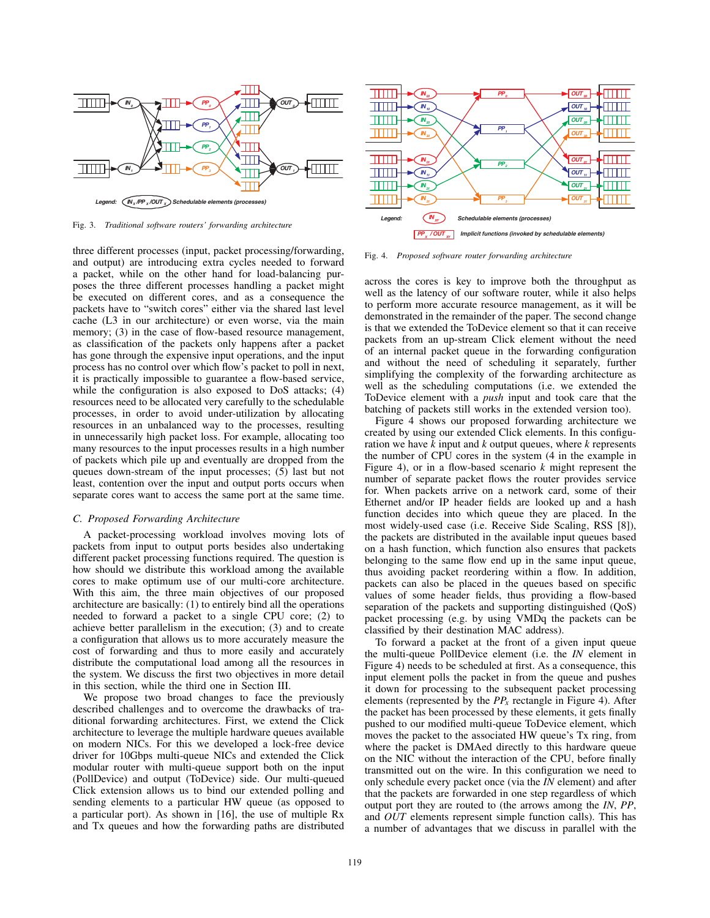Legend: $IN_x$/$PP_x$/$OUT_x$ Schedulable elements (processes)

Fig. 3. *Traditional software routers' forwarding architecture*

Legend: $IN_{xy}$ Schedulable elements (processes)

$PP_x$ / $OUT_{xy}$ Implicit functions (invoked by schedulable elements)

Fig. 4. *Proposed software router forwarding architecture*

three different processes (input, packet processing/forwarding, and output) are introducing extra cycles needed to forward a packet, while on the other hand for load-balancing purposes the three different processes handling a packet might be executed on different cores, and as a consequence the packets have to "switch cores" either via the shared last level cache (L3 in our architecture) or even worse, via the main memory; (3) in the case of flow-based resource management, as classification of the packets only happens after a packet has gone through the expensive input operations, and the input process has no control over which flow's packet to poll in next, it is practically impossible to guarantee a flow-based service, while the configuration is also exposed to DoS attacks; (4) resources need to be allocated very carefully to the schedulable processes, in order to avoid under-utilization by allocating resources in an unbalanced way to the processes, resulting in unnecessarily high packet loss. For example, allocating too many resources to the input processes results in a high number of packets which pile up and eventually are dropped from the queues down-stream of the input processes; (5) last but not least, contention over the input and output ports occurs when separate cores want to access the same port at the same time.

## C. Proposed Forwarding Architecture

A packet-processing workload involves moving lots of packets from input to output ports besides also undertaking different packet processing functions required. The question is how should we distribute this workload among the available cores to make optimum use of our multi-core architecture. With this aim, the three main objectives of our proposed architecture are basically: (1) to entirely bind all the operations needed to forward a packet to a single CPU core; (2) to achieve better parallelism in the execution; (3) and to create a configuration that allows us to more accurately measure the cost of forwarding and thus to more easily and accurately distribute the computational load among all the resources in the system. We discuss the first two objectives in more detail in this section, while the third one in Section III.

We propose two broad changes to face the previously described challenges and to overcome the drawbacks of traditional forwarding architectures. First, we extend the Click architecture to leverage the multiple hardware queues available on modern NICs. For this we developed a lock-free device driver for 10Gbps multi-queue NICs and extended the Click modular router with multi-queue support both on the input (PollDevice) and output (ToDevice) side. Our multi-queued Click extension allows us to bind our extended polling and sending elements to a particular HW queue (as opposed to a particular port). As shown in [16], the use of multiple Rx and Tx queues and how the forwarding paths are distributed across the cores is key to improve both the throughput as well as the latency of our software router, while it also helps to perform more accurate resource management, as it will be demonstrated in the remainder of the paper. The second change is that we extended the ToDevice element so that it can receive packets from an up-stream Click element without the need of an internal packet queue in the forwarding configuration and without the need of scheduling it separately, further simplifying the complexity of the forwarding architecture as well as the scheduling computations (i.e. we extended the ToDevice element with a *push* input and took care that the batching of packets still works in the extended version too).

Figure 4 shows our proposed forwarding architecture we created by using our extended Click elements. In this configuration we have $k$ input and $k$ output queues, where $k$ represents the number of CPU cores in the system (4 in the example in Figure 4), or in a flow-based scenario $k$ might represent the number of separate packet flows the router provides service for. When packets arrive on a network card, some of their Ethernet and/or IP header fields are looked up and a hash function decides into which queue they are placed. In the most widely-used case (i.e. Receive Side Scaling, RSS [8]), the packets are distributed in the available input queues based on a hash function, which function also ensures that packets belonging to the same flow end up in the same input queue, thus avoiding packet reordering within a flow. In addition, packets can also be placed in the queues based on specific values of some header fields, thus providing a flow-based separation of the packets and supporting distinguished (QoS) packet processing (e.g. by using VMDq the packets can be classified by their destination MAC address).

To forward a packet at the front of a given input queue the multi-queue PollDevice element (i.e. the *IN* element in Figure 4) needs to be scheduled at first. As a consequence, this input element polls the packet in from the queue and pushes it down for processing to the subsequent packet processing elements (represented by the $PP_x$ rectangle in Figure 4). After the packet has been processed by these elements, it gets finally pushed to our modified multi-queue ToDevice element, which moves the packet to the associated HW queue's Tx ring, from where the packet is DMAed directly to this hardware queue on the NIC without the interaction of the CPU, before finally transmitted out on the wire. In this configuration we need to only schedule every packet once (via the *IN* element) and after that the packets are forwarded in one step regardless of which output port they are routed to (the arrows among the *IN*, *PP*, and *OUT* elements represent simple function calls). This has a number of advantages that we discuss in parallel with the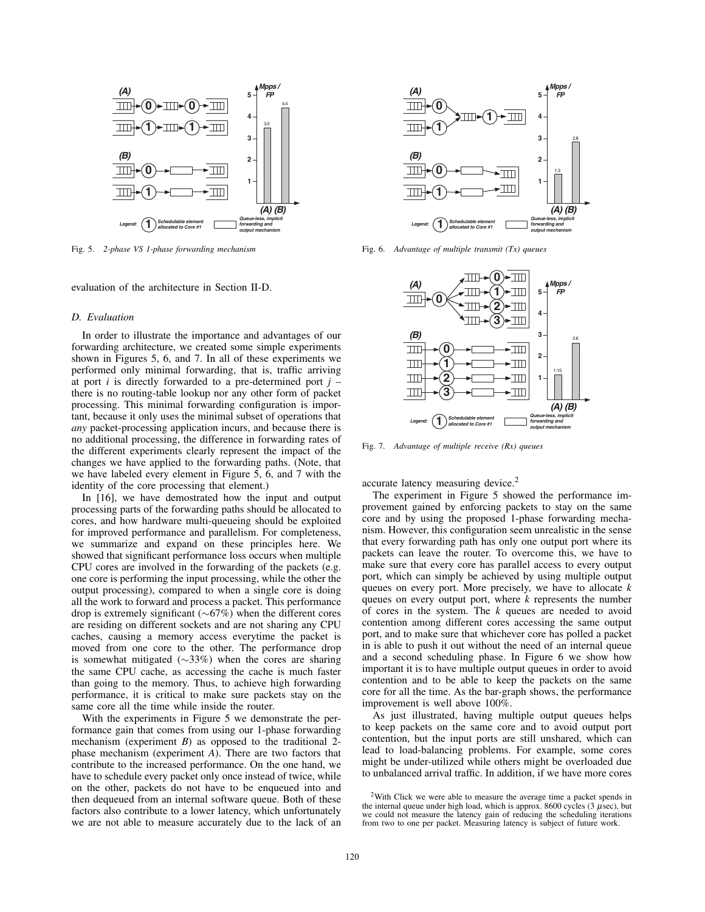(A)

0 0

1 1

(B)

0

1

Mpps / FP

5
4
3
2
1

3.5
4.4

(A) (B)

Legend: 1 Schedulable element allocated to Core #1 Queue-less, implicit forwarding and output mechanism

Fig. 5. *2-phase VS 1-phase forwarding mechanism*

(A)

0
1
1

(B)

0
1

Mpps / FP

5
4
3
2
1

1.3
2.8

(A) (B)

Legend: 1 Schedulable element allocated to Core #1 Queue-less, implicit forwarding and output mechanism

Fig. 6. *Advantage of multiple transmit (Tx) queues*

(A)

0
0
1
2
3

(B)

0
1
2
3

Mpps / FP

5
4
3
2
1

1.15
2.6

(A) (B)

Legend: 1 Schedulable element allocated to Core #1 Queue-less, implicit forwarding and output mechanism

Fig. 7. *Advantage of multiple receive (Rx) queues*

evaluation of the architecture in Section II-D.

### D. Evaluation

In order to illustrate the importance and advantages of our forwarding architecture, we created some simple experiments shown in Figures 5, 6, and 7. In all of these experiments we performed only minimal forwarding, that is, traffic arriving at port $i$ is directly forwarded to a pre-determined port $j$ – there is no routing-table lookup nor any other form of packet processing. This minimal forwarding configuration is important, because it only uses the minimal subset of operations that *any* packet-processing application incurs, and because there is no additional processing, the difference in forwarding rates of the different experiments clearly represent the impact of the changes we have applied to the forwarding paths. (Note, that we have labeled every element in Figure 5, 6, and 7 with the identity of the core processing that element.)

In [16], we have demostrated how the input and output processing parts of the forwarding paths should be allocated to cores, and how hardware multi-queueing should be exploited for improved performance and parallelism. For completeness, we summarize and expand on these principles here. We showed that significant performance loss occurs when multiple CPU cores are involved in the forwarding of the packets (e.g. one core is performing the input processing, while the other the output processing), compared to when a single core is doing all the work to forward and process a packet. This performance drop is extremely significant (∼67%) when the different cores are residing on different sockets and are not sharing any CPU caches, causing a memory access everytime the packet is moved from one core to the other. The performance drop is somewhat mitigated (∼33%) when the cores are sharing the same CPU cache, as accessing the cache is much faster than going to the memory. Thus, to achieve high forwarding performance, it is critical to make sure packets stay on the same core all the time while inside the router.

With the experiments in Figure 5 we demonstrate the performance gain that comes from using our 1-phase forwarding mechanism (experiment *B*) as opposed to the traditional 2-phase mechanism (experiment *A*). There are two factors that contribute to the increased performance. On the one hand, we have to schedule every packet only once instead of twice, while on the other, packets do not have to be enqueued into and then dequeued from an internal software queue. Both of these factors also contribute to a lower latency, which unfortunately we are not able to measure accurately due to the lack of an accurate latency measuring device.[2]

The experiment in Figure 5 showed the performance improvement gained by enforcing packets to stay on the same core and by using the proposed 1-phase forwarding mechanism. However, this configuration seem unrealistic in the sense that every forwarding path has only one output port where its packets can leave the router. To overcome this, we have to make sure that every core has parallel access to every output port, which can simply be achieved by using multiple output queues on every port. More precisely, we have to allocate $k$ queues on every output port, where $k$ represents the number of cores in the system. The $k$ queues are needed to avoid contention among different cores accessing the same output port, and to make sure that whichever core has polled a packet in is able to push it out without the need of an internal queue and a second scheduling phase. In Figure 6 we show how important it is to have multiple output queues in order to avoid contention and to be able to keep the packets on the same core for all the time. As the bar-graph shows, the performance improvement is well above 100%.

As just illustrated, having multiple output queues helps to keep packets on the same core and to avoid output port contention, but the input ports are still unshared, which can lead to load-balancing problems. For example, some cores might be under-utilized while others might be overloaded due to unbalanced arrival traffic. In addition, if we have more cores

[2] With Click we were able to measure the average time a packet spends in the internal queue under high load, which is approx. 8600 cycles (3 $\mu$sec), but we could not measure the latency gain of reducing the scheduling iterations from two to one per packet. Measuring latency is subject of future work.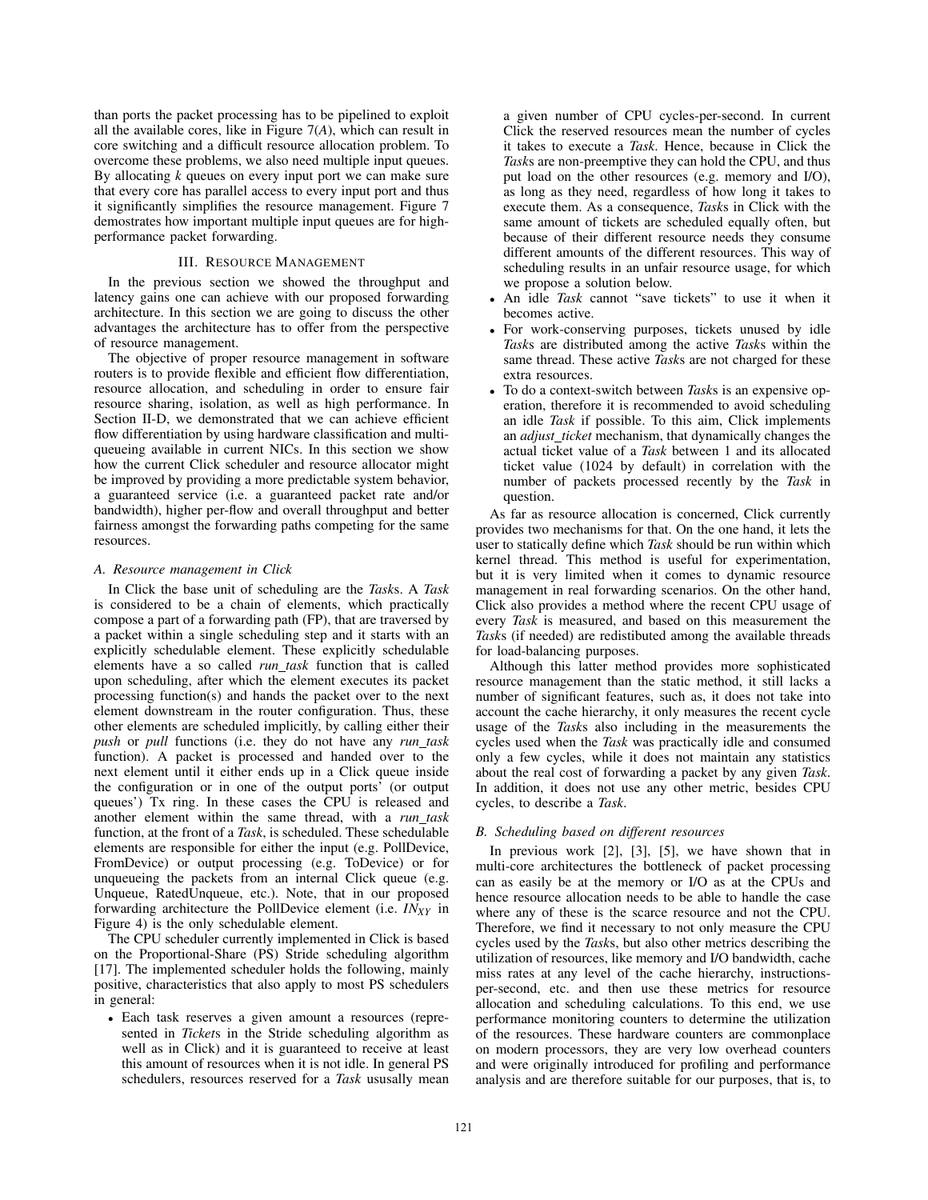than ports the packet processing has to be pipelined to exploit all the available cores, like in Figure 7(*A*), which can result in core switching and a difficult resource allocation problem. To overcome these problems, we also need multiple input queues. By allocating *k* queues on every input port we can make sure that every core has parallel access to every input port and thus it significantly simplifies the resource management. Figure 7 demostrates how important multiple input queues are for high-performance packet forwarding.

## III. Resource Management

In the previous section we showed the throughput and latency gains one can achieve with our proposed forwarding architecture. In this section we are going to discuss the other advantages the architecture has to offer from the perspective of resource management.

The objective of proper resource management in software routers is to provide flexible and efficient flow differentiation, resource allocation, and scheduling in order to ensure fair resource sharing, isolation, as well as high performance. In Section II-D, we demonstrated that we can achieve efficient flow differentiation by using hardware classification and multi-queueing available in current NICs. In this section we show how the current Click scheduler and resource allocator might be improved by providing a more predictable system behavior, a guaranteed service (i.e. a guaranteed packet rate and/or bandwidth), higher per-flow and overall throughput and better fairness amongst the forwarding paths competing for the same resources.

### A. Resource management in Click

In Click the base unit of scheduling are the *Task*s. A *Task* is considered to be a chain of elements, which practically compose a part of a forwarding path (FP), that are traversed by a packet within a single scheduling step and it starts with an explicitly schedulable element. These explicitly schedulable elements have a so called *run_task* function that is called upon scheduling, after which the element executes its packet processing function(s) and hands the packet over to the next element downstream in the router configuration. Thus, these other elements are scheduled implicitly, by calling either their *push* or *pull* functions (i.e. they do not have any *run_task* function). A packet is processed and handed over to the next element until it either ends up in a Click queue inside the configuration or in one of the output ports' (or output queues') Tx ring. In these cases the CPU is released and another element within the same thread, with a *run_task* function, at the front of a *Task*, is scheduled. These schedulable elements are responsible for either the input (e.g. PollDevice, FromDevice) or output processing (e.g. ToDevice) or for unqueueing the packets from an internal Click queue (e.g. Unqueue, RatedUnqueue, etc.). Note, that in our proposed forwarding architecture the PollDevice element (i.e. $IN_{XY}$ in Figure 4) is the only schedulable element.

The CPU scheduler currently implemented in Click is based on the Proportional-Share (PS) Stride scheduling algorithm [17]. The implemented scheduler holds the following, mainly positive, characteristics that also apply to most PS schedulers in general:

- Each task reserves a given amount a resources (represented in *Ticket*s in the Stride scheduling algorithm as well as in Click) and it is guaranteed to receive at least this amount of resources when it is not idle. In general PS schedulers, resources reserved for a *Task* ususally mean a given number of CPU cycles-per-second. In current Click the reserved resources mean the number of cycles it takes to execute a *Task*. Hence, because in Click the *Task*s are non-preemptive they can hold the CPU, and thus put load on the other resources (e.g. memory and I/O), as long as they need, regardless of how long it takes to execute them. As a consequence, *Task*s in Click with the same amount of tickets are scheduled equally often, but because of their different resource needs they consume different amounts of the different resources. This way of scheduling results in an unfair resource usage, for which we propose a solution below.
- An idle *Task* cannot "save tickets" to use it when it becomes active.
- For work-conserving purposes, tickets unused by idle *Task*s are distributed among the active *Task*s within the same thread. These active *Task*s are not charged for these extra resources.
- To do a context-switch between *Task*s is an expensive operation, therefore it is recommended to avoid scheduling an idle *Task* if possible. To this aim, Click implements an *adjust_ticket* mechanism, that dynamically changes the actual ticket value of a *Task* between 1 and its allocated ticket value (1024 by default) in correlation with the number of packets processed recently by the *Task* in question.

As far as resource allocation is concerned, Click currently provides two mechanisms for that. On the one hand, it lets the user to statically define which *Task* should be run within which kernel thread. This method is useful for experimentation, but it is very limited when it comes to dynamic resource management in real forwarding scenarios. On the other hand, Click also provides a method where the recent CPU usage of every *Task* is measured, and based on this measurement the *Task*s (if needed) are redistibuted among the available threads for load-balancing purposes.

Although this latter method provides more sophisticated resource management than the static method, it still lacks a number of significant features, such as, it does not take into account the cache hierarchy, it only measures the recent cycle usage of the *Task*s also including in the measurements the cycles used when the *Task* was practically idle and consumed only a few cycles, while it does not maintain any statistics about the real cost of forwarding a packet by any given *Task*. In addition, it does not use any other metric, besides CPU cycles, to describe a *Task*.

### B. Scheduling based on different resources

In previous work [2], [3], [5], we have shown that in multi-core architectures the bottleneck of packet processing can as easily be at the memory or I/O as at the CPUs and hence resource allocation needs to be able to handle the case where any of these is the scarce resource and not the CPU. Therefore, we find it necessary to not only measure the CPU cycles used by the *Task*s, but also other metrics describing the utilization of resources, like memory and I/O bandwidth, cache miss rates at any level of the cache hierarchy, instructions-per-second, etc. and then use these metrics for resource allocation and scheduling calculations. To this end, we use performance monitoring counters to determine the utilization of the resources. These hardware counters are commonplace on modern processors, they are very low overhead counters and were originally introduced for profiling and performance analysis and are therefore suitable for our purposes, that is, to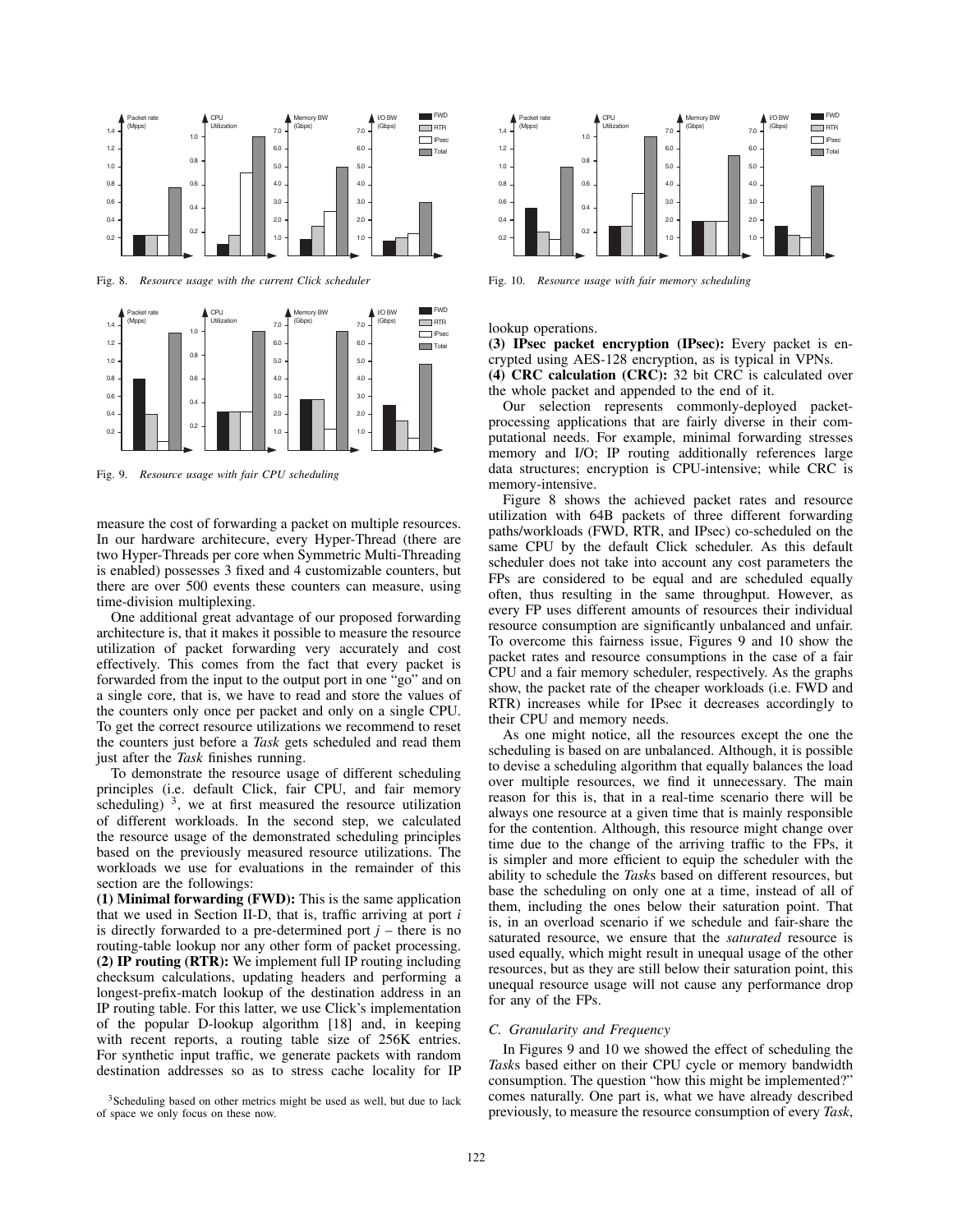Packet rate (Mpps)
1.4
1.2
1.0
0.8
0.6
0.4
0.2

CPU Utilization
1.0
0.8
0.6
0.4
0.2

Memory BW (Gbps)
7.0
6.0
5.0
4.0
3.0
2.0
1.0

I/O BW (Gbps)
7.0
6.0
5.0
4.0
3.0
2.0
1.0

FWD
RTR
IPsec
Total

Fig. 8. *Resource usage with the current Click scheduler*

Packet rate (Mpps)
1.4
1.2
1.0
0.8
0.6
0.4
0.2

CPU Utilization
1.0
0.8
0.6
0.4
0.2

Memory BW (Gbps)
7.0
6.0
5.0
4.0
3.0
2.0
1.0

I/O BW (Gbps)
7.0
6.0
5.0
4.0
3.0
2.0
1.0

FWD
RTR
IPsec
Total

Fig. 9. *Resource usage with fair CPU scheduling*

measure the cost of forwarding a packet on multiple resources. In our hardware architecure, every Hyper-Thread (there are two Hyper-Threads per core when Symmetric Multi-Threading is enabled) possesses 3 fixed and 4 customizable counters, but there are over 500 events these counters can measure, using time-division multiplexing.

One additional great advantage of our proposed forwarding architecture is, that it makes it possible to measure the resource utilization of packet forwarding very accurately and cost effectively. This comes from the fact that every packet is forwarded from the input to the output port in one "go" and on a single core, that is, we have to read and store the values of the counters only once per packet and only on a single CPU. To get the correct resource utilizations we recommend to reset the counters just before a *Task* gets scheduled and read them just after the *Task* finishes running.

To demonstrate the resource usage of different scheduling principles (i.e. default Click, fair CPU, and fair memory scheduling) [3], we at first measured the resource utilization of different workloads. In the second step, we calculated the resource usage of the demonstrated scheduling principles based on the previously measured resource utilizations. The workloads we use for evaluations in the remainder of this section are the followings:

**(1) Minimal forwarding (FWD):** This is the same application that we used in Section II-D, that is, traffic arriving at port $i$ is directly forwarded to a pre-determined port $j$ – there is no routing-table lookup nor any other form of packet processing.
**(2) IP routing (RTR):** We implement full IP routing including checksum calculations, updating headers and performing a longest-prefix-match lookup of the destination address in an IP routing table. For this latter, we use Click's implementation of the popular D-lookup algorithm [18] and, in keeping with recent reports, a routing table size of 256K entries. For synthetic input traffic, we generate packets with random destination addresses so as to stress cache locality for IP lookup operations.
**(3) IPsec packet encryption (IPsec):** Every packet is encrypted using AES-128 encryption, as is typical in VPNs.
**(4) CRC calculation (CRC):** 32 bit CRC is calculated over the whole packet and appended to the end of it.

[3]Scheduling based on other metrics might be used as well, but due to lack of space we only focus on these now.

Packet rate (Mpps)
1.4
1.2
1.0
0.8
0.6
0.4
0.2

CPU Utilization
1.0
0.8
0.6
0.4
0.2

Memory BW (Gbps)
7.0
6.0
5.0
4.0
3.0
2.0
1.0

I/O BW (Gbps)
7.0
6.0
5.0
4.0
3.0
2.0
1.0

FWD
RTR
IPsec
Total

Fig. 10. *Resource usage with fair memory scheduling*

Our selection represents commonly-deployed packet-processing applications that are fairly diverse in their computational needs. For example, minimal forwarding stresses memory and I/O; IP routing additionally references large data structures; encryption is CPU-intensive; while CRC is memory-intensive.

Figure 8 shows the achieved packet rates and resource utilization with 64B packets of three different forwarding paths/workloads (FWD, RTR, and IPsec) co-scheduled on the same CPU by the default Click scheduler. As this default scheduler does not take into account any cost parameters the FPs are considered to be equal and are scheduled equally often, thus resulting in the same throughput. However, as every FP uses different amounts of resources their individual resource consumption are significantly unbalanced and unfair. To overcome this fairness issue, Figures 9 and 10 show the packet rates and resource consumptions in the case of a fair CPU and a fair memory scheduler, respectively. As the graphs show, the packet rate of the cheaper workloads (i.e. FWD and RTR) increases while for IPsec it decreases accordingly to their CPU and memory needs.

As one might notice, all the resources except the one the scheduling is based on are unbalanced. Although, it is possible to devise a scheduling algorithm that equally balances the load over multiple resources, we find it unnecessary. The main reason for this is, that in a real-time scenario there will be always one resource at a given time that is mainly responsible for the contention. Although, this resource might change over time due to the change of the arriving traffic to the FPs, it is simpler and more efficient to equip the scheduler with the ability to schedule the *Task*s based on different resources, but base the scheduling on only one at a time, instead of all of them, including the ones below their saturation point. That is, in an overload scenario if we schedule and fair-share the saturated resource, we ensure that the *saturated* resource is used equally, which might result in unequal usage of the other resources, but as they are still below their saturation point, this unequal resource usage will not cause any performance drop for any of the FPs.

### C. Granularity and Frequency

In Figures 9 and 10 we showed the effect of scheduling the *Task*s based either on their CPU cycle or memory bandwidth consumption. The question "how this might be implemented?" comes naturally. One part is, what we have already described previously, to measure the resource consumption of every *Task*,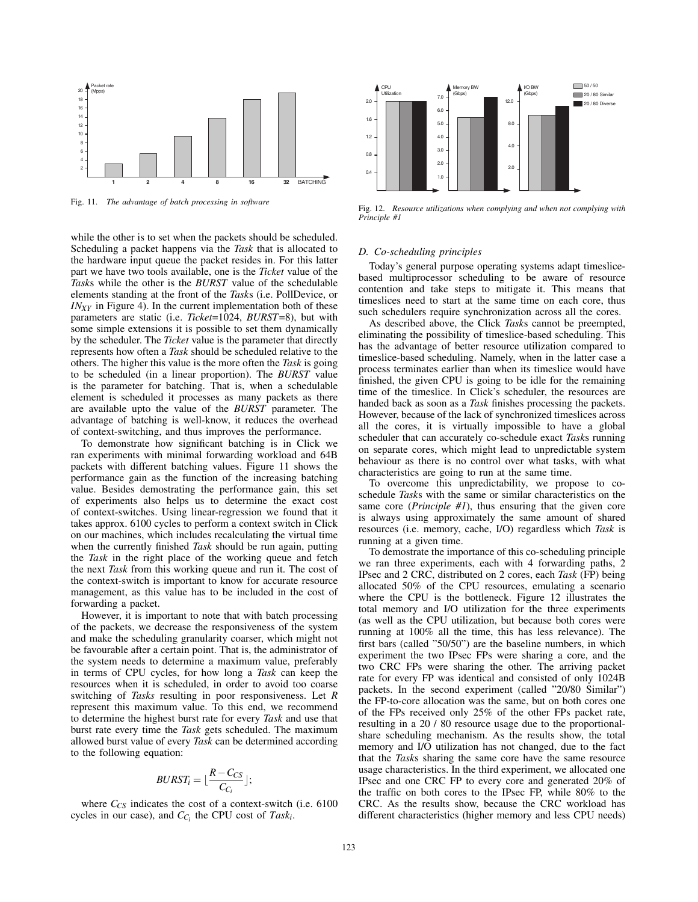Packet rate
(Mpps)
20
18
16
14
12
10
8
6
4
2
1
2
4
8
16
32
BATCHING

Fig. 11. *The advantage of batch processing in software*

CPU
Utilization
2.0
1.6
1.2
0.8
0.4

Memory BW
(Gbps)
7.0
6.0
5.0
4.0
3.0
2.0
1.0

I/O BW
(Gbps)
12.0
8.0
4.0
2.0

50 / 50
20 / 80 Similar
20 / 80 Diverse

Fig. 12. *Resource utilizations when complying and when not complying with Principle #1*

while the other is to set when the packets should be scheduled. Scheduling a packet happens via the *Task* that is allocated to the hardware input queue the packet resides in. For this latter part we have two tools available, one is the *Ticket* value of the *Task*s while the other is the *BURST* value of the schedulable elements standing at the front of the *Task*s (i.e. PollDevice, or $IN_{XY}$ in Figure 4). In the current implementation both of these parameters are static (i.e. *Ticket*=1024, *BURST*=8), but with some simple extensions it is possible to set them dynamically by the scheduler. The *Ticket* value is the parameter that directly represents how often a *Task* should be scheduled relative to the others. The higher this value is the more often the *Task* is going to be scheduled (in a linear proportion). The *BURST* value is the parameter for batching. That is, when a schedulable element is scheduled it processes as many packets as there are available upto the value of the *BURST* parameter. The advantage of batching is well-know, it reduces the overhead of context-switching, and thus improves the performance.

To demonstrate how significant batching is in Click we ran experiments with minimal forwarding workload and 64B packets with different batching values. Figure 11 shows the performance gain as the function of the increasing batching value. Besides demostrating the performance gain, this set of experiments also helps us to determine the exact cost of context-switches. Using linear-regression we found that it takes approx. 6100 cycles to perform a context switch in Click on our machines, which includes recalculating the virtual time when the currently finished *Task* should be run again, putting the *Task* in the right place of the working queue and fetch the next *Task* from this working queue and run it. The cost of the context-switch is important to know for accurate resource management, as this value has to be included in the cost of forwarding a packet.

However, it is important to note that with batch processing of the packets, we decrease the responsiveness of the system and make the scheduling granularity coarser, which might not be favourable after a certain point. That is, the administrator of the system needs to determine a maximum value, preferably in terms of CPU cycles, for how long a *Task* can keep the resources when it is scheduled, in order to avoid too coarse switching of *Tasks* resulting in poor responsiveness. Let *R* represent this maximum value. To this end, we recommend to determine the highest burst rate for every *Task* and use that burst rate every time the *Task* gets scheduled. The maximum allowed burst value of every *Task* can be determined according to the following equation:

$$BURST_i = \lfloor \frac{R - C_{CS}}{C_{C_i}} \rfloor;$$

where $C_{CS}$ indicates the cost of a context-switch (i.e. 6100 cycles in our case), and $C_{C_i}$ the CPU cost of $Task_i$.

### D. Co-scheduling principles

Today's general purpose operating systems adapt timeslice-based multiprocessor scheduling to be aware of resource contention and take steps to mitigate it. This means that timeslices need to start at the same time on each core, thus such schedulers require synchronization across all the cores.

As described above, the Click *Task*s cannot be preempted, eliminating the possibility of timeslice-based scheduling. This has the advantage of better resource utilization compared to timeslice-based scheduling. Namely, when in the latter case a process terminates earlier than when its timeslice would have finished, the given CPU is going to be idle for the remaining time of the timeslice. In Click's scheduler, the resources are handed back as soon as a *Task* finishes processing the packets. However, because of the lack of synchronized timeslices across all the cores, it is virtually impossible to have a global scheduler that can accurately co-schedule exact *Task*s running on separate cores, which might lead to unpredictable system behaviour as there is no control over what tasks, with what characteristics are going to run at the same time.

To overcome this unpredictability, we propose to co-schedule *Task*s with the same or similar characteristics on the same core (*Principle #1*), thus ensuring that the given core is always using approximately the same amount of shared resources (i.e. memory, cache, I/O) regardless which *Task* is running at a given time.

To demostrate the importance of this co-scheduling principle we ran three experiments, each with 4 forwarding paths, 2 IPsec and 2 CRC, distributed on 2 cores, each *Task* (FP) being allocated 50% of the CPU resources, emulating a scenario where the CPU is the bottleneck. Figure 12 illustrates the total memory and I/O utilization for the three experiments (as well as the CPU utilization, but because both cores were running at 100% all the time, this has less relevance). The first bars (called "50/50") are the baseline numbers, in which experiment the two IPsec FPs were sharing a core, and the two CRC FPs were sharing the other. The arriving packet rate for every FP was identical and consisted of only 1024B packets. In the second experiment (called "20/80 Similar") the FP-to-core allocation was the same, but on both cores one of the FPs received only 25% of the other FPs packet rate, resulting in a 20 / 80 resource usage due to the proportional-share scheduling mechanism. As the results show, the total memory and I/O utilization has not changed, due to the fact that the *Task*s sharing the same core have the same resource usage characteristics. In the third experiment, we allocated one IPsec and one CRC FP to every core and generated 20% of the traffic on both cores to the IPsec FP, while 80% to the CRC. As the results show, because the CRC workload has different characteristics (higher memory and less CPU needs)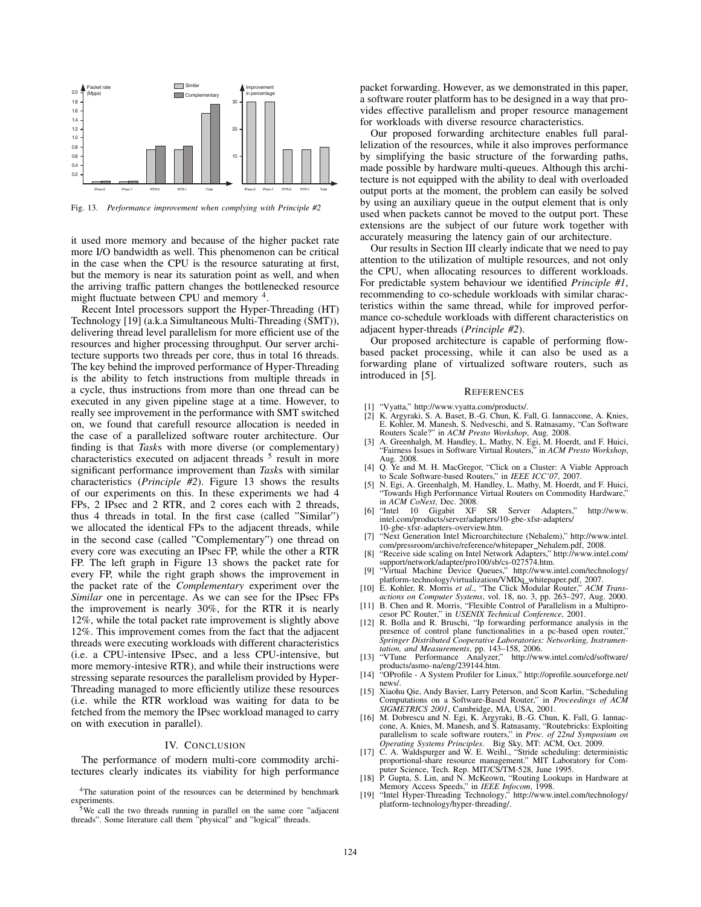Packet rate (Mpps)

2.0
1.8
1.6
1.4
1.2
1.0
0.8
0.6
0.4
0.2

Similar
Complementary

IPsec-0 IPsec-1 RTR-0 RTR-1 Total

Improvement in percentage

30
20
10

IPsec-0 IPsec-1 RTR-0 RTR-1 Total

Fig. 13. *Performance improvement when complying with Principle #2*

it used more memory and because of the higher packet rate more I/O bandwidth as well. This phenomenon can be critical in the case when the CPU is the resource saturating at first, but the memory is near its saturation point as well, and when the arriving traffic pattern changes the bottlenecked resource might fluctuate between CPU and memory [4].

Recent Intel processors support the Hyper-Threading (HT) Technology [19] (a.k.a Simultaneous Multi-Threading (SMT)), delivering thread level parallelism for more efficient use of the resources and higher processing throughput. Our server architecture supports two threads per core, thus in total 16 threads. The key behind the improved performance of Hyper-Threading is the ability to fetch instructions from multiple threads in a cycle, thus instructions from more than one thread can be executed in any given pipeline stage at a time. However, to really see improvement in the performance with SMT switched on, we found that carefull resource allocation is needed in the case of a parallelized software router architecture. Our finding is that *Task*s with more diverse (or complementary) characteristics executed on adjacent threads [5] result in more significant performance improvement than *Task*s with similar characteristics (*Principle #2*). Figure 13 shows the results of our experiments on this. In these experiments we had 4 FPs, 2 IPsec and 2 RTR, and 2 cores each with 2 threads, thus 4 threads in total. In the first case (called "Similar") we allocated the identical FPs to the adjacent threads, while in the second case (called "Complementary") one thread on every core was executing an IPsec FP, while the other a RTR FP. The left graph in Figure 13 shows the packet rate for every FP, while the right graph shows the improvement in the packet rate of the *Complementary* experiment over the *Similar* one in percentage. As we can see for the IPsec FPs the improvement is nearly 30%, for the RTR it is nearly 12%, while the total packet rate improvement is slightly above 12%. This improvement comes from the fact that the adjacent threads were executing workloads with different characteristics (i.e. a CPU-intensive IPsec, and a less CPU-intensive, but more memory-intesive RTR), and while their instructions were stressing separate resources the parallelism provided by Hyper-Threading managed to more efficiently utilize these resources (i.e. while the RTR workload was waiting for data to be fetched from the memory the IPsec workload managed to carry on with execution in parallel).

## IV. Conclusion

The performance of modern multi-core commodity architectures clearly indicates its viability for high performance packet forwarding. However, as we demonstrated in this paper, a software router platform has to be designed in a way that provides effective parallelism and proper resource management for workloads with diverse resource characteristics.

Our proposed forwarding architecture enables full parallelization of the resources, while it also improves performance by simplifying the basic structure of the forwarding paths, made possible by hardware multi-queues. Although this architecture is not equipped with the ability to deal with overloaded output ports at the moment, the problem can easily be solved by using an auxiliary queue in the output element that is only used when packets cannot be moved to the output port. These extensions are the subject of our future work together with accurately measuring the latency gain of our architecture.

Our results in Section III clearly indicate that we need to pay attention to the utilization of multiple resources, and not only the CPU, when allocating resources to different workloads. For predictable system behaviour we identified *Principle #1*, recommending to co-schedule workloads with similar characteristics within the same thread, while for improved performance co-schedule workloads with different characteristics on adjacent hyper-threads (*Principle #2*).

Our proposed architecture is capable of performing flow-based packet processing, while it can also be used as a forwarding plane of virtualized software routers, such as introduced in [5].

[4] The saturation point of the resources can be determined by benchmark experiments.

[5] We call the two threads running in parallel on the same core "adjacent threads". Some literature call them "physical" and "logical" threads.

## References

[1] "Vyatta," http://www.vyatta.com/products/.
[2] K. Argyraki, S. A. Baset, B.-G. Chun, K. Fall, G. Iannaccone, A. Knies, E. Kohler, M. Manesh, S. Nedveschi, and S. Ratnasamy, "Can Software Routers Scale?" in *ACM Presto Workshop*, Aug. 2008.
[3] A. Greenhalgh, M. Handley, L. Mathy, N. Egi, M. Hoerdt, and F. Huici, "Fairness Issues in Software Virtual Routers," in *ACM Presto Workshop*, Aug. 2008.
[4] Q. Ye and M. H. MacGregor, "Click on a Cluster: A Viable Approach to Scale Software-based Routers," in *IEEE ICC'07*, 2007.
[5] N. Egi, A. Greenhalgh, M. Handley, L. Mathy, M. Hoerdt, and F. Huici, "Towards High Performance Virtual Routers on Commodity Hardware," in *ACM CoNext*, Dec. 2008.
[6] "Intel 10 Gigabit XF SR Server Adapters," http://www.intel.com/products/server/adapters/10-gbe-xfsr-adapters/10-gbe-xfsr-adapters-overview.htm.
[7] "Next Generation Intel Microarchitecture (Nehalem)," http://www.intel.com/pressroom/archive/reference/whitepaper_Nehalem.pdf, 2008.
[8] "Receive side scaling on Intel Network Adapters," http://www.intel.com/support/network/adapter/pro100/sb/cs-027574.htm.
[9] "Virtual Machine Device Queues," http://www.intel.com/technology/platform-technology/virtualization/VMDq_whitepaper.pdf, 2007.
[10] E. Kohler, R. Morris *et al.*, "The Click Modular Router," *ACM Transactions on Computer Systems*, vol. 18, no. 3, pp. 263–297, Aug. 2000.
[11] B. Chen and R. Morris, "Flexible Control of Parallelism in a Multiprocesor PC Router," in *USENIX Technical Conference*, 2001.
[12] R. Bolla and R. Bruschi, "Ip forwarding performance analysis in the presence of control plane functionalities in a pc-based open router," *Springer Distributed Cooperative Laboratories: Networking, Instrumentation, and Measurements*, pp. 143–158, 2006.
[13] "VTune Performance Analyzer," http://www.intel.com/cd/software/products/asmo-na/eng/239144.htm.
[14] "OProfile - A System Profiler for Linux," http://oprofile.sourceforge.net/news/.
[15] Xiaohu Qie, Andy Bavier, Larry Peterson, and Scott Karlin, "Scheduling Computations on a Software-Based Router," in *Proceedings of ACM SIGMETRICS 2001*, Cambridge, MA, USA, 2001.
[16] M. Dobrescu and N. Egi, K. Argyraki, B.-G. Chun, K. Fall, G. Iannaccone, A. Knies, M. Manesh, and S. Ratnasamy, "Routebricks: Exploiting parallelism to scale software routers," in *Proc. of 22nd Symposium on Operating Systems Principles*. Big Sky, MT: ACM, Oct. 2009.
[17] C. A. Waldspurger and W. E. Weihl., "Stride scheduling: deterministic proportional-share resource management." MIT Laboratory for Computer Science, Tech. Rep. MIT/CS/TM-528, June 1995.
[18] P. Gupta, S. Lin, and N. McKeown, "Routing Lookups in Hardware at Memory Access Speeds," in *IEEE Infocom*, 1998.
[19] "Intel Hyper-Threading Technology," http://www.intel.com/technology/platform-technology/hyper-threading/.